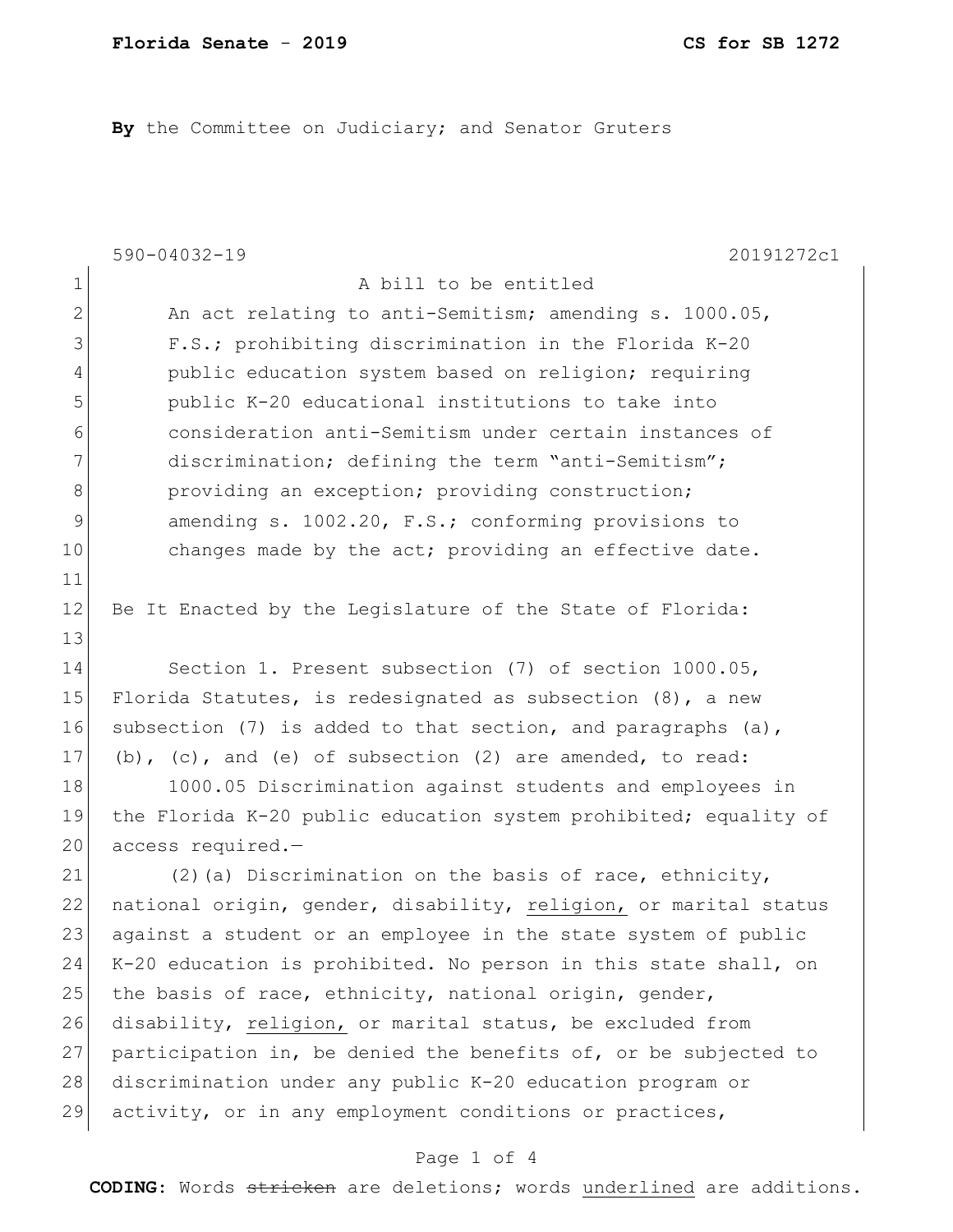**Florida Senate - 2019** **CS for SB 1272**

**By** the Committee on Judiciary; and Senator Gruters

590-04032-19 20191272c1

1 A bill to be entitled
2 An act relating to anti-Semitism; amending s. 1000.05,
3 F.S.; prohibiting discrimination in the Florida K-20
4 public education system based on religion; requiring
5 public K-20 educational institutions to take into
6 consideration anti-Semitism under certain instances of
7 discrimination; defining the term "anti-Semitism";
8 providing an exception; providing construction;
9 amending s. 1002.20, F.S.; conforming provisions to
10 changes made by the act; providing an effective date.
11
12 Be It Enacted by the Legislature of the State of Florida:
13
14 Section 1. Present subsection (7) of section 1000.05,
15 Florida Statutes, is redesignated as subsection (8), a new
16 subsection (7) is added to that section, and paragraphs (a),
17 (b), (c), and (e) of subsection (2) are amended, to read:
18 1000.05 Discrimination against students and employees in
19 the Florida K-20 public education system prohibited; equality of
20 access required.—
21 (2)(a) Discrimination on the basis of race, ethnicity,
22 national origin, gender, disability, <u>religion,</u> or marital status
23 against a student or an employee in the state system of public
24 K-20 education is prohibited. No person in this state shall, on
25 the basis of race, ethnicity, national origin, gender,
26 disability, <u>religion,</u> or marital status, be excluded from
27 participation in, be denied the benefits of, or be subjected to
28 discrimination under any public K-20 education program or
29 activity, or in any employment conditions or practices,

**CODING:** Words ~~stricken~~ are deletions; words <u>underlined</u> are additions.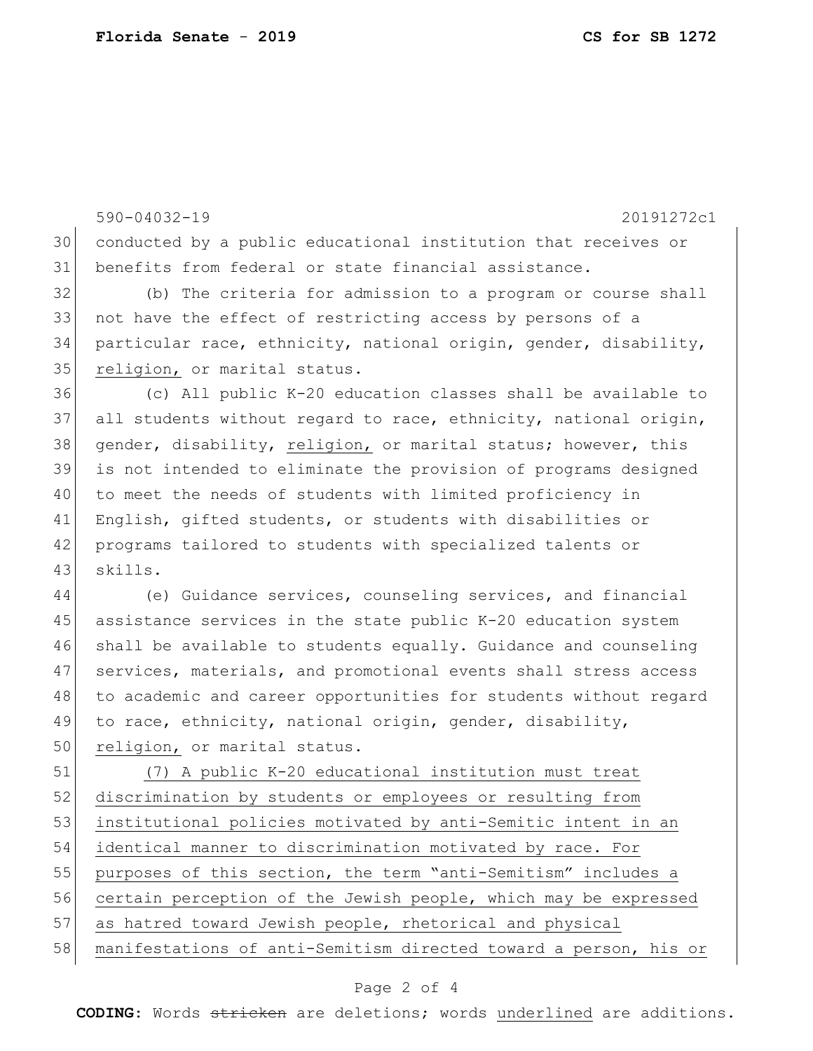conducted by a public educational institution that receives or benefits from federal or state financial assistance.

(b) The criteria for admission to a program or course shall not have the effect of restricting access by persons of a particular race, ethnicity, national origin, gender, disability, <u>religion,</u> or marital status.

(c) All public K-20 education classes shall be available to all students without regard to race, ethnicity, national origin, gender, disability, <u>religion,</u> or marital status; however, this is not intended to eliminate the provision of programs designed to meet the needs of students with limited proficiency in English, gifted students, or students with disabilities or programs tailored to students with specialized talents or skills.

(e) Guidance services, counseling services, and financial assistance services in the state public K-20 education system shall be available to students equally. Guidance and counseling services, materials, and promotional events shall stress access to academic and career opportunities for students without regard to race, ethnicity, national origin, gender, disability, <u>religion,</u> or marital status.

<u>(7) A public K-20 educational institution must treat discrimination by students or employees or resulting from institutional policies motivated by anti-Semitic intent in an identical manner to discrimination motivated by race. For purposes of this section, the term "anti-Semitism" includes a certain perception of the Jewish people, which may be expressed as hatred toward Jewish people, rhetorical and physical manifestations of anti-Semitism directed toward a person, his or</u>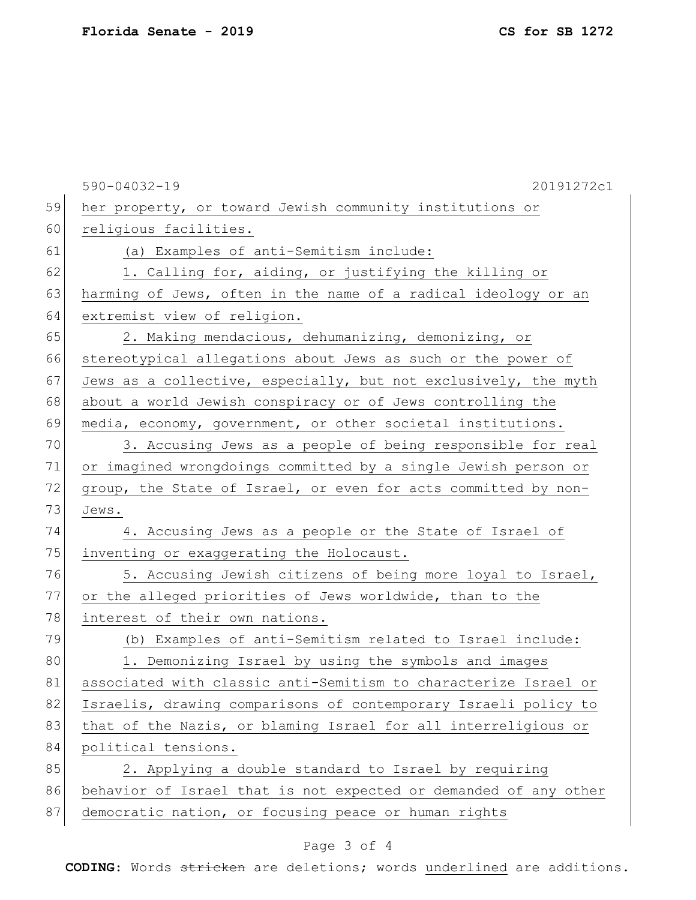her property, or toward Jewish community institutions or religious facilities.

(a) Examples of anti-Semitism include:

1. Calling for, aiding, or justifying the killing or harming of Jews, often in the name of a radical ideology or an extremist view of religion.

2. Making mendacious, dehumanizing, demonizing, or stereotypical allegations about Jews as such or the power of Jews as a collective, especially, but not exclusively, the myth about a world Jewish conspiracy or of Jews controlling the media, economy, government, or other societal institutions.

3. Accusing Jews as a people of being responsible for real or imagined wrongdoings committed by a single Jewish person or group, the State of Israel, or even for acts committed by non-Jews.

4. Accusing Jews as a people or the State of Israel of inventing or exaggerating the Holocaust.

5. Accusing Jewish citizens of being more loyal to Israel, or the alleged priorities of Jews worldwide, than to the interest of their own nations.

(b) Examples of anti-Semitism related to Israel include:

1. Demonizing Israel by using the symbols and images associated with classic anti-Semitism to characterize Israel or Israelis, drawing comparisons of contemporary Israeli policy to that of the Nazis, or blaming Israel for all interreligious or political tensions.

2. Applying a double standard to Israel by requiring behavior of Israel that is not expected or demanded of any other democratic nation, or focusing peace or human rights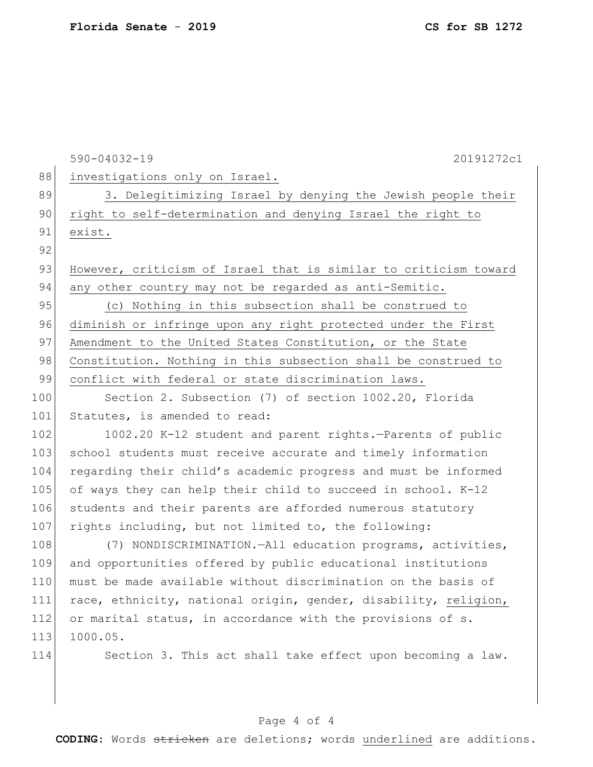investigations only on Israel.

3. Delegitimizing Israel by denying the Jewish people their right to self-determination and denying Israel the right to exist.

However, criticism of Israel that is similar to criticism toward any other country may not be regarded as anti-Semitic.

(c) Nothing in this subsection shall be construed to diminish or infringe upon any right protected under the First Amendment to the United States Constitution, or the State Constitution. Nothing in this subsection shall be construed to conflict with federal or state discrimination laws.

Section 2. Subsection (7) of section 1002.20, Florida Statutes, is amended to read:

1002.20 K-12 student and parent rights.—Parents of public school students must receive accurate and timely information regarding their child's academic progress and must be informed of ways they can help their child to succeed in school. K-12 students and their parents are afforded numerous statutory rights including, but not limited to, the following:

(7) NONDISCRIMINATION.—All education programs, activities, and opportunities offered by public educational institutions must be made available without discrimination on the basis of race, ethnicity, national origin, gender, disability, religion, or marital status, in accordance with the provisions of s. 1000.05.

Section 3. This act shall take effect upon becoming a law.

**CODING:** Words ~~stricken~~ are deletions; words underlined are additions.